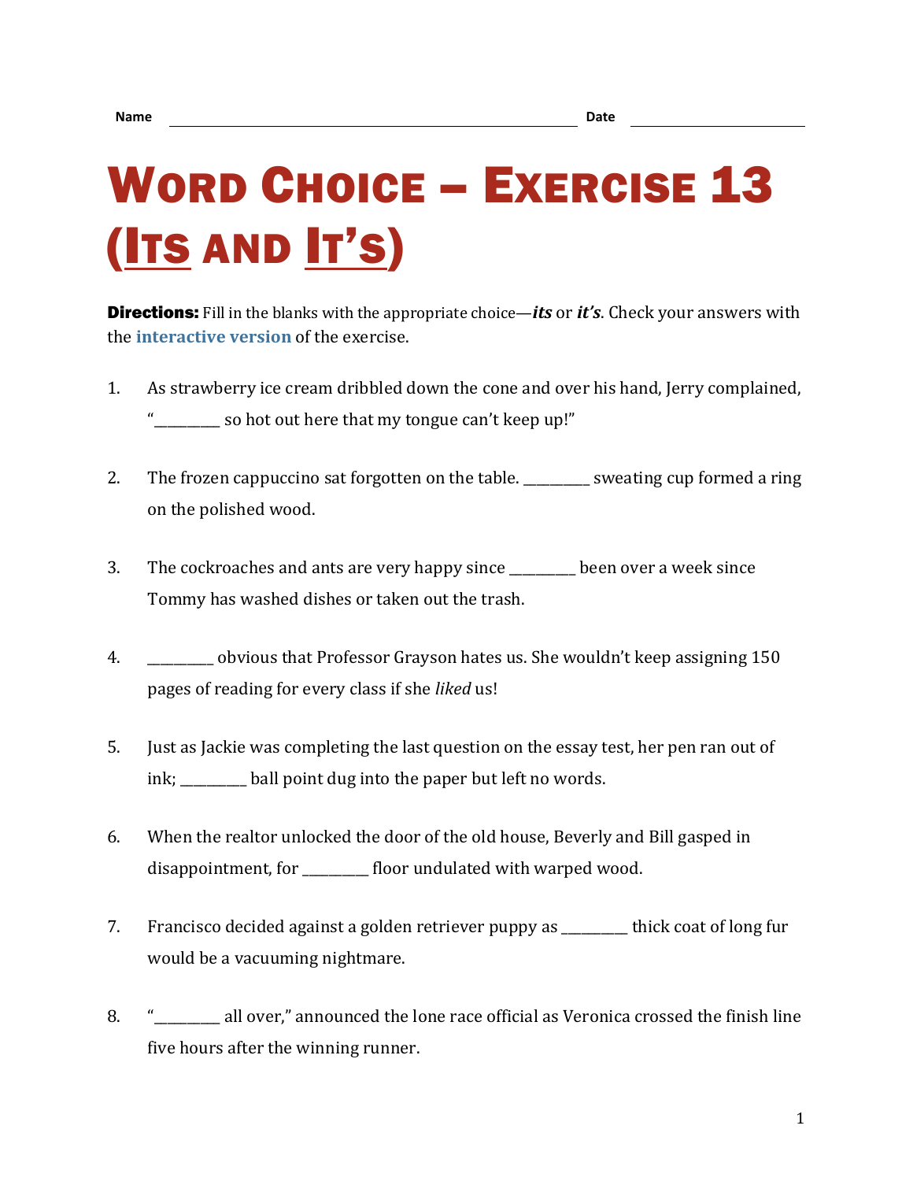Name ______________________________ Date ______________

# Word Choice – Exercise 13 (Its and It's)

**Directions:** Fill in the blanks with the appropriate choice—***its*** or ***it's***. Check your answers with the interactive version of the exercise.

1. As strawberry ice cream dribbled down the cone and over his hand, Jerry complained, "_________ so hot out here that my tongue can't keep up!"

2. The frozen cappuccino sat forgotten on the table. _________ sweating cup formed a ring on the polished wood.

3. The cockroaches and ants are very happy since _________ been over a week since Tommy has washed dishes or taken out the trash.

4. _________ obvious that Professor Grayson hates us. She wouldn't keep assigning 150 pages of reading for every class if she *liked* us!

5. Just as Jackie was completing the last question on the essay test, her pen ran out of ink; _________ ball point dug into the paper but left no words.

6. When the realtor unlocked the door of the old house, Beverly and Bill gasped in disappointment, for _________ floor undulated with warped wood.

7. Francisco decided against a golden retriever puppy as _________ thick coat of long fur would be a vacuuming nightmare.

8. "_________ all over," announced the lone race official as Veronica crossed the finish line five hours after the winning runner.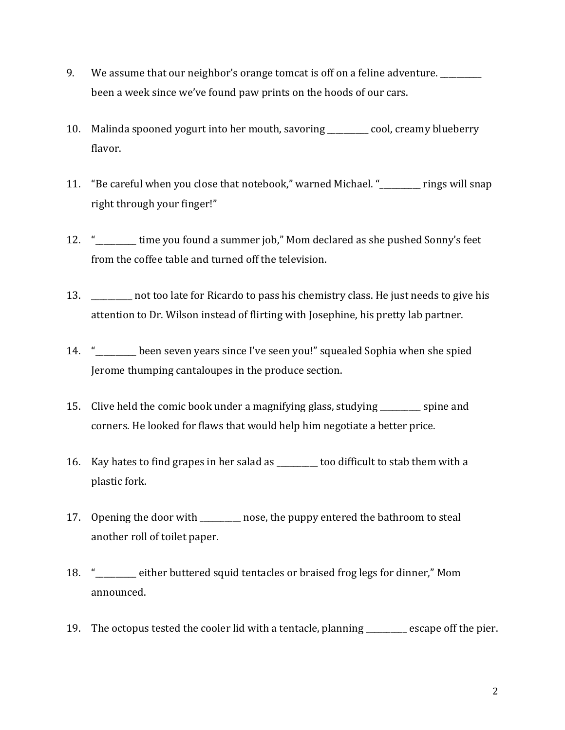9. We assume that our neighbor's orange tomcat is off on a feline adventure. __________ been a week since we've found paw prints on the hoods of our cars.

10. Malinda spooned yogurt into her mouth, savoring __________ cool, creamy blueberry flavor.

11. "Be careful when you close that notebook," warned Michael. "__________ rings will snap right through your finger!"

12. "__________ time you found a summer job," Mom declared as she pushed Sonny's feet from the coffee table and turned off the television.

13. __________ not too late for Ricardo to pass his chemistry class. He just needs to give his attention to Dr. Wilson instead of flirting with Josephine, his pretty lab partner.

14. "__________ been seven years since I've seen you!" squealed Sophia when she spied Jerome thumping cantaloupes in the produce section.

15. Clive held the comic book under a magnifying glass, studying __________ spine and corners. He looked for flaws that would help him negotiate a better price.

16. Kay hates to find grapes in her salad as __________ too difficult to stab them with a plastic fork.

17. Opening the door with __________ nose, the puppy entered the bathroom to steal another roll of toilet paper.

18. "__________ either buttered squid tentacles or braised frog legs for dinner," Mom announced.

19. The octopus tested the cooler lid with a tentacle, planning __________ escape off the pier.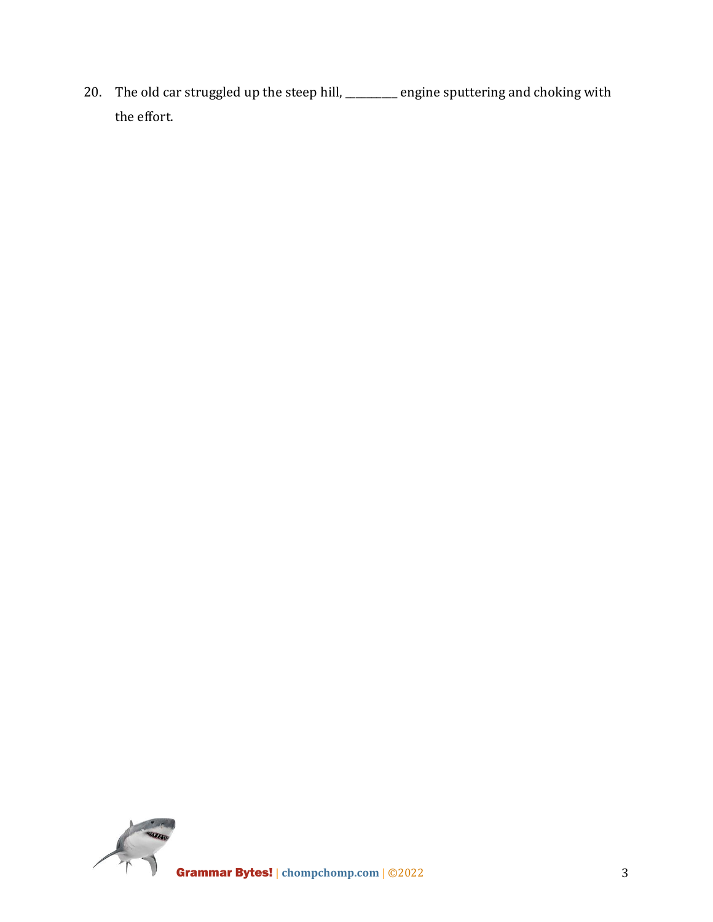20. The old car struggled up the steep hill, __________ engine sputtering and choking with the effort.